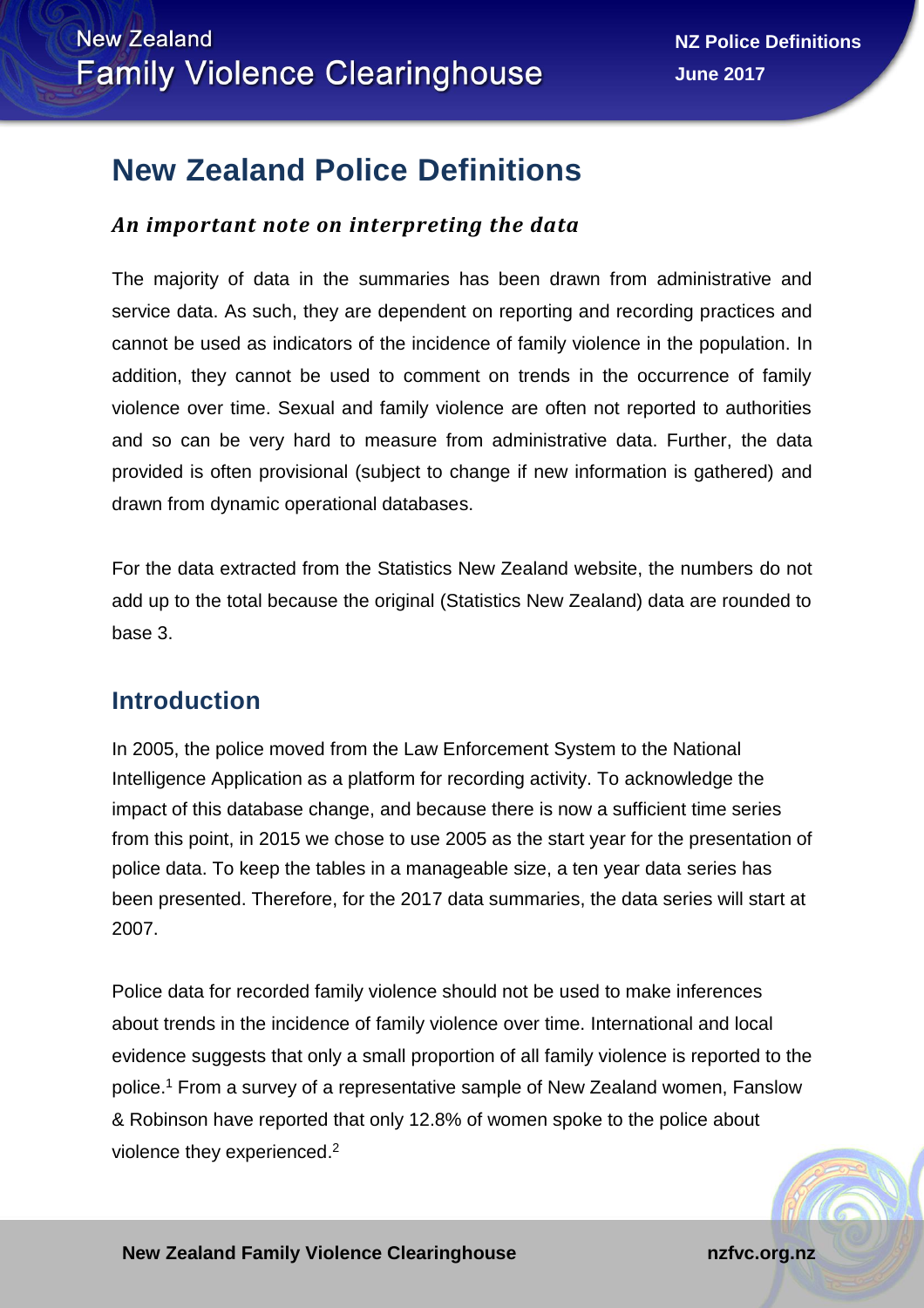# New Zealand Police Definitions

### *An important note on interpreting the data*

The majority of data in the summaries has been drawn from administrative and service data. As such, they are dependent on reporting and recording practices and cannot be used as indicators of the incidence of family violence in the population. In addition, they cannot be used to comment on trends in the occurrence of family violence over time. Sexual and family violence are often not reported to authorities and so can be very hard to measure from administrative data. Further, the data provided is often provisional (subject to change if new information is gathered) and drawn from dynamic operational databases.

For the data extracted from the Statistics New Zealand website, the numbers do not add up to the total because the original (Statistics New Zealand) data are rounded to base 3.

## Introduction

In 2005, the police moved from the Law Enforcement System to the National Intelligence Application as a platform for recording activity. To acknowledge the impact of this database change, and because there is now a sufficient time series from this point, in 2015 we chose to use 2005 as the start year for the presentation of police data. To keep the tables in a manageable size, a ten year data series has been presented. Therefore, for the 2017 data summaries, the data series will start at 2007.

Police data for recorded family violence should not be used to make inferences about trends in the incidence of family violence over time. International and local evidence suggests that only a small proportion of all family violence is reported to the police.[1] From a survey of a representative sample of New Zealand women, Fanslow & Robinson have reported that only 12.8% of women spoke to the police about violence they experienced.[2]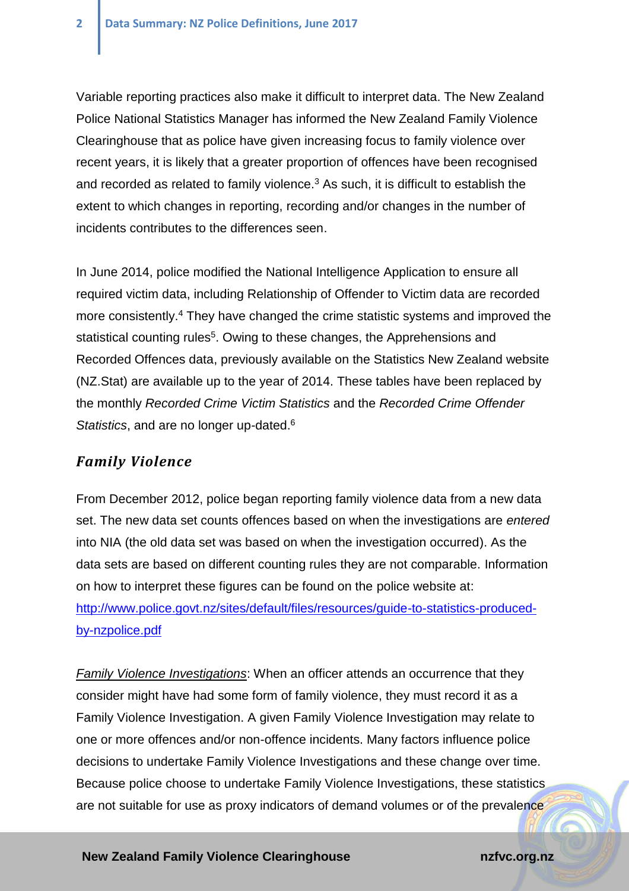Variable reporting practices also make it difficult to interpret data. The New Zealand Police National Statistics Manager has informed the New Zealand Family Violence Clearinghouse that as police have given increasing focus to family violence over recent years, it is likely that a greater proportion of offences have been recognised and recorded as related to family violence.[3] As such, it is difficult to establish the extent to which changes in reporting, recording and/or changes in the number of incidents contributes to the differences seen.

In June 2014, police modified the National Intelligence Application to ensure all required victim data, including Relationship of Offender to Victim data are recorded more consistently.[4] They have changed the crime statistic systems and improved the statistical counting rules[5]. Owing to these changes, the Apprehensions and Recorded Offences data, previously available on the Statistics New Zealand website (NZ.Stat) are available up to the year of 2014. These tables have been replaced by the monthly *Recorded Crime Victim Statistics* and the *Recorded Crime Offender Statistics*, and are no longer up-dated.[6]

## *Family Violence*

From December 2012, police began reporting family violence data from a new data set. The new data set counts offences based on when the investigations are *entered* into NIA (the old data set was based on when the investigation occurred). As the data sets are based on different counting rules they are not comparable. Information on how to interpret these figures can be found on the police website at: [http://www.police.govt.nz/sites/default/files/resources/guide-to-statistics-produced-by-nzpolice.pdf](http://www.police.govt.nz/sites/default/files/resources/guide-to-statistics-produced-by-nzpolice.pdf)

*Family Violence Investigations*: When an officer attends an occurrence that they consider might have had some form of family violence, they must record it as a Family Violence Investigation. A given Family Violence Investigation may relate to one or more offences and/or non-offence incidents. Many factors influence police decisions to undertake Family Violence Investigations and these change over time. Because police choose to undertake Family Violence Investigations, these statistics are not suitable for use as proxy indicators of demand volumes or of the prevalence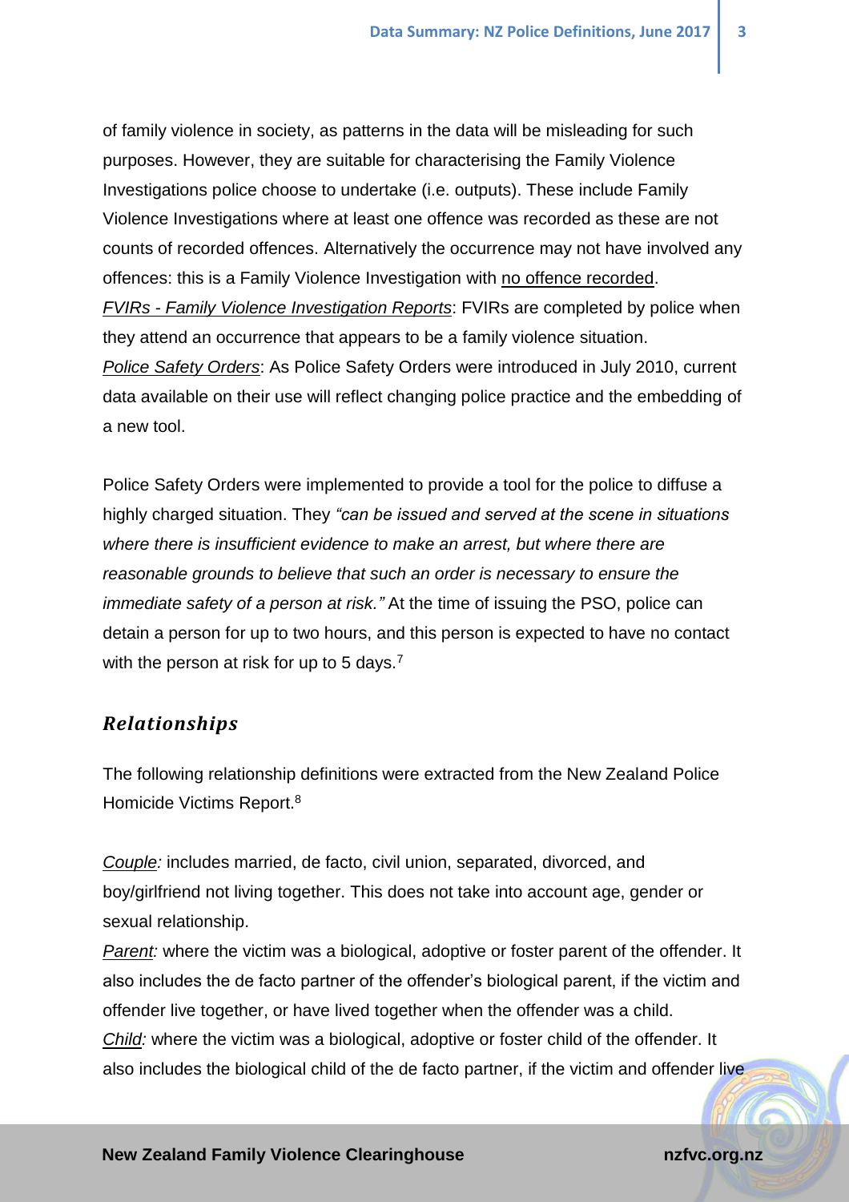of family violence in society, as patterns in the data will be misleading for such purposes. However, they are suitable for characterising the Family Violence Investigations police choose to undertake (i.e. outputs). These include Family Violence Investigations where at least one offence was recorded as these are not counts of recorded offences. Alternatively the occurrence may not have involved any offences: this is a Family Violence Investigation with no offence recorded.

*FVIRs - Family Violence Investigation Reports*: FVIRs are completed by police when they attend an occurrence that appears to be a family violence situation.

*Police Safety Orders*: As Police Safety Orders were introduced in July 2010, current data available on their use will reflect changing police practice and the embedding of a new tool.

Police Safety Orders were implemented to provide a tool for the police to diffuse a highly charged situation. They *"can be issued and served at the scene in situations where there is insufficient evidence to make an arrest, but where there are reasonable grounds to believe that such an order is necessary to ensure the immediate safety of a person at risk."* At the time of issuing the PSO, police can detain a person for up to two hours, and this person is expected to have no contact with the person at risk for up to 5 days.[7]

## Relationships

The following relationship definitions were extracted from the New Zealand Police Homicide Victims Report.[8]

*Couple:* includes married, de facto, civil union, separated, divorced, and boy/girlfriend not living together. This does not take into account age, gender or sexual relationship.

*Parent:* where the victim was a biological, adoptive or foster parent of the offender. It also includes the de facto partner of the offender's biological parent, if the victim and offender live together, or have lived together when the offender was a child.

*Child:* where the victim was a biological, adoptive or foster child of the offender. It also includes the biological child of the de facto partner, if the victim and offender live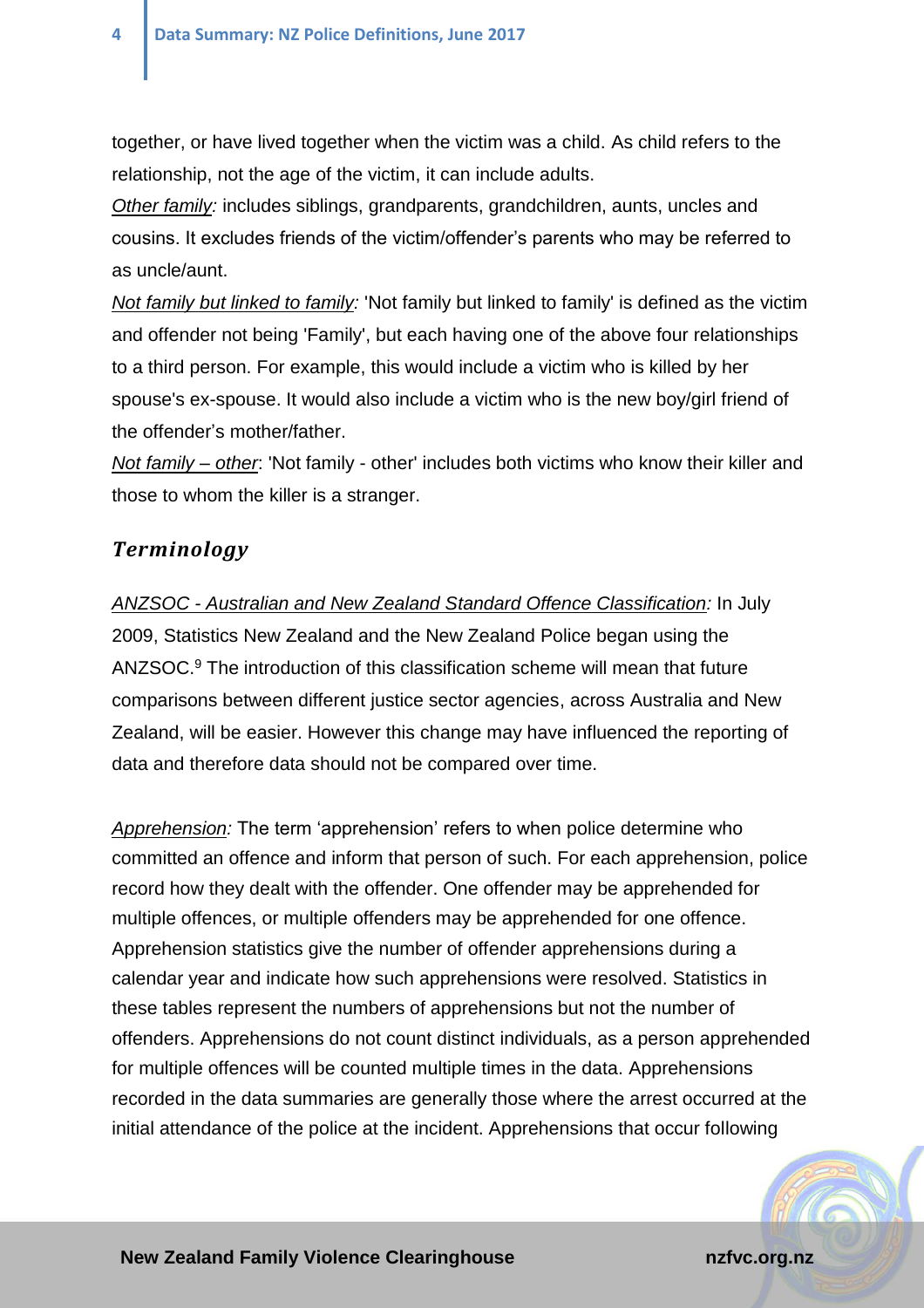together, or have lived together when the victim was a child. As child refers to the relationship, not the age of the victim, it can include adults.

*Other family:* includes siblings, grandparents, grandchildren, aunts, uncles and cousins. It excludes friends of the victim/offender's parents who may be referred to as uncle/aunt.

*Not family but linked to family:* 'Not family but linked to family' is defined as the victim and offender not being 'Family', but each having one of the above four relationships to a third person. For example, this would include a victim who is killed by her spouse's ex-spouse. It would also include a victim who is the new boy/girl friend of the offender's mother/father.

*Not family – other*: 'Not family - other' includes both victims who know their killer and those to whom the killer is a stranger.

## Terminology

*ANZSOC - Australian and New Zealand Standard Offence Classification:* In July 2009, Statistics New Zealand and the New Zealand Police began using the ANZSOC.[9] The introduction of this classification scheme will mean that future comparisons between different justice sector agencies, across Australia and New Zealand, will be easier. However this change may have influenced the reporting of data and therefore data should not be compared over time.

*Apprehension:* The term 'apprehension' refers to when police determine who committed an offence and inform that person of such. For each apprehension, police record how they dealt with the offender. One offender may be apprehended for multiple offences, or multiple offenders may be apprehended for one offence. Apprehension statistics give the number of offender apprehensions during a calendar year and indicate how such apprehensions were resolved. Statistics in these tables represent the numbers of apprehensions but not the number of offenders. Apprehensions do not count distinct individuals, as a person apprehended for multiple offences will be counted multiple times in the data. Apprehensions recorded in the data summaries are generally those where the arrest occurred at the initial attendance of the police at the incident. Apprehensions that occur following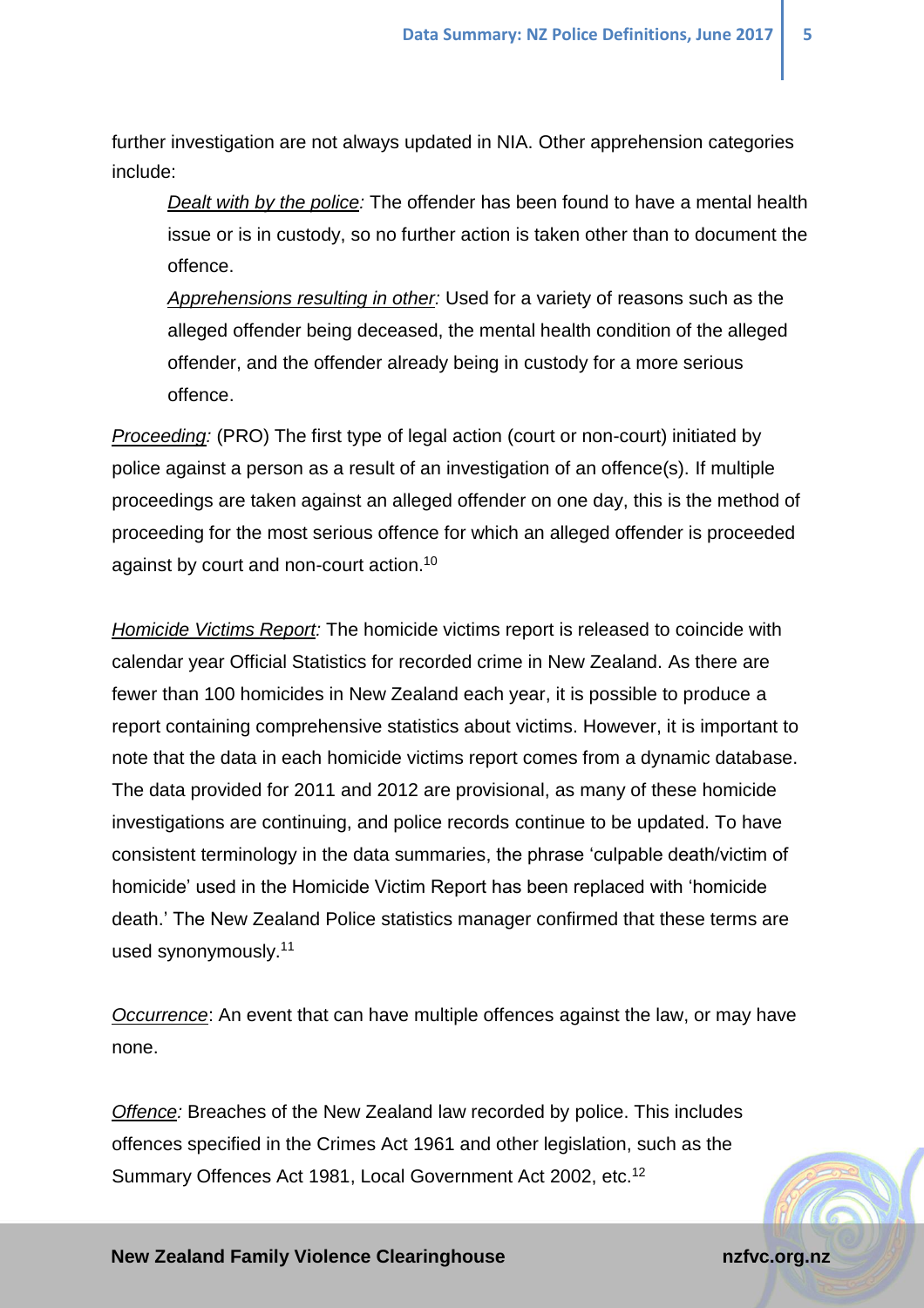further investigation are not always updated in NIA. Other apprehension categories include:

> *Dealt with by the police:* The offender has been found to have a mental health issue or is in custody, so no further action is taken other than to document the offence.
>
> *Apprehensions resulting in other:* Used for a variety of reasons such as the alleged offender being deceased, the mental health condition of the alleged offender, and the offender already being in custody for a more serious offence.

*Proceeding:* (PRO) The first type of legal action (court or non-court) initiated by police against a person as a result of an investigation of an offence(s). If multiple proceedings are taken against an alleged offender on one day, this is the method of proceeding for the most serious offence for which an alleged offender is proceeded against by court and non-court action.[10]

*Homicide Victims Report:* The homicide victims report is released to coincide with calendar year Official Statistics for recorded crime in New Zealand. As there are fewer than 100 homicides in New Zealand each year, it is possible to produce a report containing comprehensive statistics about victims. However, it is important to note that the data in each homicide victims report comes from a dynamic database. The data provided for 2011 and 2012 are provisional, as many of these homicide investigations are continuing, and police records continue to be updated. To have consistent terminology in the data summaries, the phrase 'culpable death/victim of homicide' used in the Homicide Victim Report has been replaced with 'homicide death.' The New Zealand Police statistics manager confirmed that these terms are used synonymously.[11]

*Occurrence*: An event that can have multiple offences against the law, or may have none.

*Offence:* Breaches of the New Zealand law recorded by police. This includes offences specified in the Crimes Act 1961 and other legislation, such as the Summary Offences Act 1981, Local Government Act 2002, etc.[12]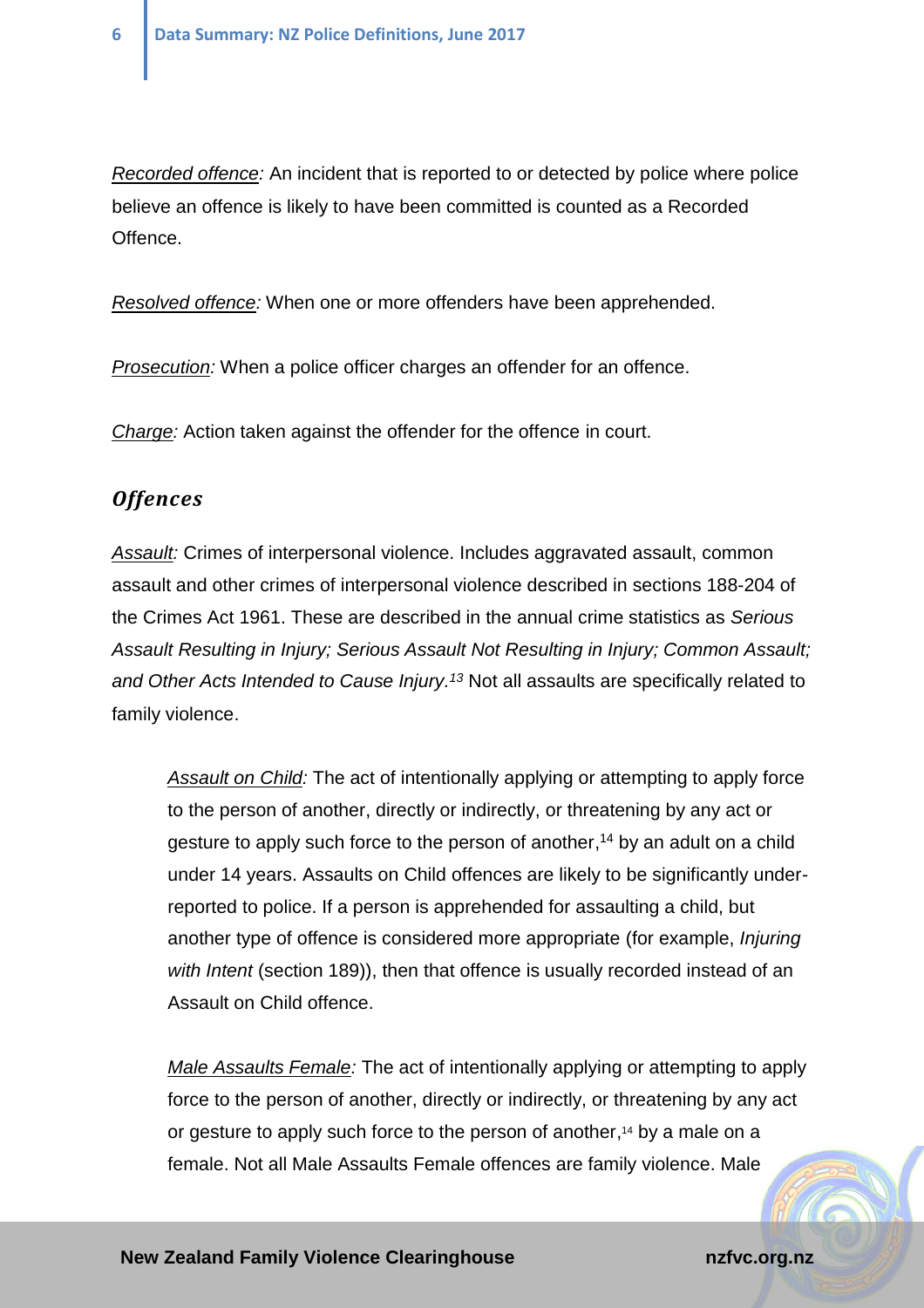*Recorded offence:* An incident that is reported to or detected by police where police believe an offence is likely to have been committed is counted as a Recorded Offence.

*Resolved offence:* When one or more offenders have been apprehended.

*Prosecution:* When a police officer charges an offender for an offence.

*Charge:* Action taken against the offender for the offence in court.

## *Offences*

*Assault:* Crimes of interpersonal violence. Includes aggravated assault, common assault and other crimes of interpersonal violence described in sections 188-204 of the Crimes Act 1961. These are described in the annual crime statistics as *Serious Assault Resulting in Injury; Serious Assault Not Resulting in Injury; Common Assault; and Other Acts Intended to Cause Injury.*[13] Not all assaults are specifically related to family violence.

> *Assault on Child:* The act of intentionally applying or attempting to apply force to the person of another, directly or indirectly, or threatening by any act or gesture to apply such force to the person of another,[14] by an adult on a child under 14 years. Assaults on Child offences are likely to be significantly under-reported to police. If a person is apprehended for assaulting a child, but another type of offence is considered more appropriate (for example, *Injuring with Intent* (section 189)), then that offence is usually recorded instead of an Assault on Child offence.
>
> *Male Assaults Female:* The act of intentionally applying or attempting to apply force to the person of another, directly or indirectly, or threatening by any act or gesture to apply such force to the person of another,[14] by a male on a female. Not all Male Assaults Female offences are family violence. Male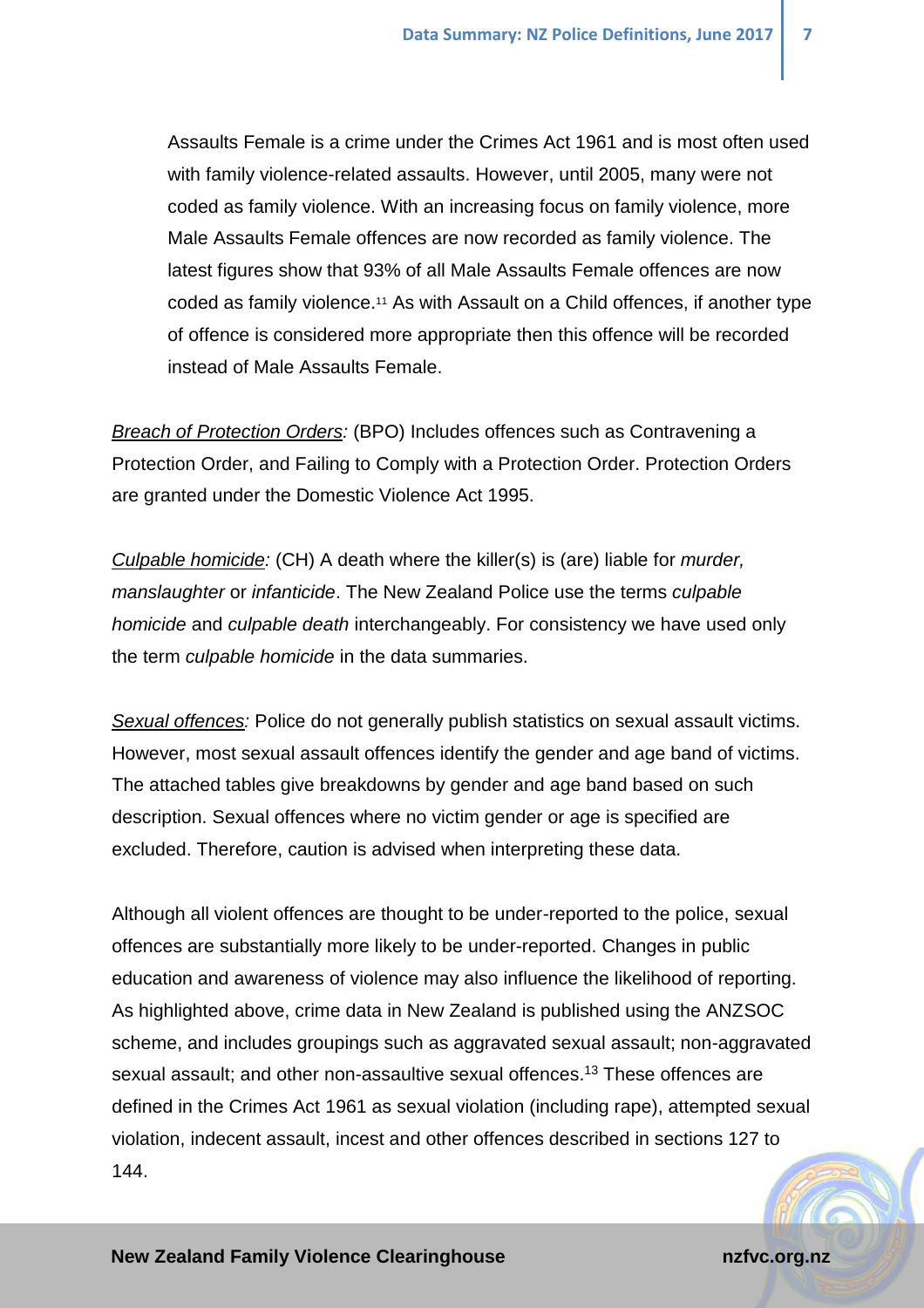Assaults Female is a crime under the Crimes Act 1961 and is most often used with family violence-related assaults. However, until 2005, many were not coded as family violence. With an increasing focus on family violence, more Male Assaults Female offences are now recorded as family violence. The latest figures show that 93% of all Male Assaults Female offences are now coded as family violence.[11] As with Assault on a Child offences, if another type of offence is considered more appropriate then this offence will be recorded instead of Male Assaults Female.

Breach of Protection Orders: (BPO) Includes offences such as Contravening a Protection Order, and Failing to Comply with a Protection Order. Protection Orders are granted under the Domestic Violence Act 1995.

Culpable homicide: (CH) A death where the killer(s) is (are) liable for *murder, manslaughter* or *infanticide*. The New Zealand Police use the terms *culpable homicide* and *culpable death* interchangeably. For consistency we have used only the term *culpable homicide* in the data summaries.

Sexual offences: Police do not generally publish statistics on sexual assault victims. However, most sexual assault offences identify the gender and age band of victims. The attached tables give breakdowns by gender and age band based on such description. Sexual offences where no victim gender or age is specified are excluded. Therefore, caution is advised when interpreting these data.

Although all violent offences are thought to be under-reported to the police, sexual offences are substantially more likely to be under-reported. Changes in public education and awareness of violence may also influence the likelihood of reporting. As highlighted above, crime data in New Zealand is published using the ANZSOC scheme, and includes groupings such as aggravated sexual assault; non-aggravated sexual assault; and other non-assaultive sexual offences.[13] These offences are defined in the Crimes Act 1961 as sexual violation (including rape), attempted sexual violation, indecent assault, incest and other offences described in sections 127 to 144.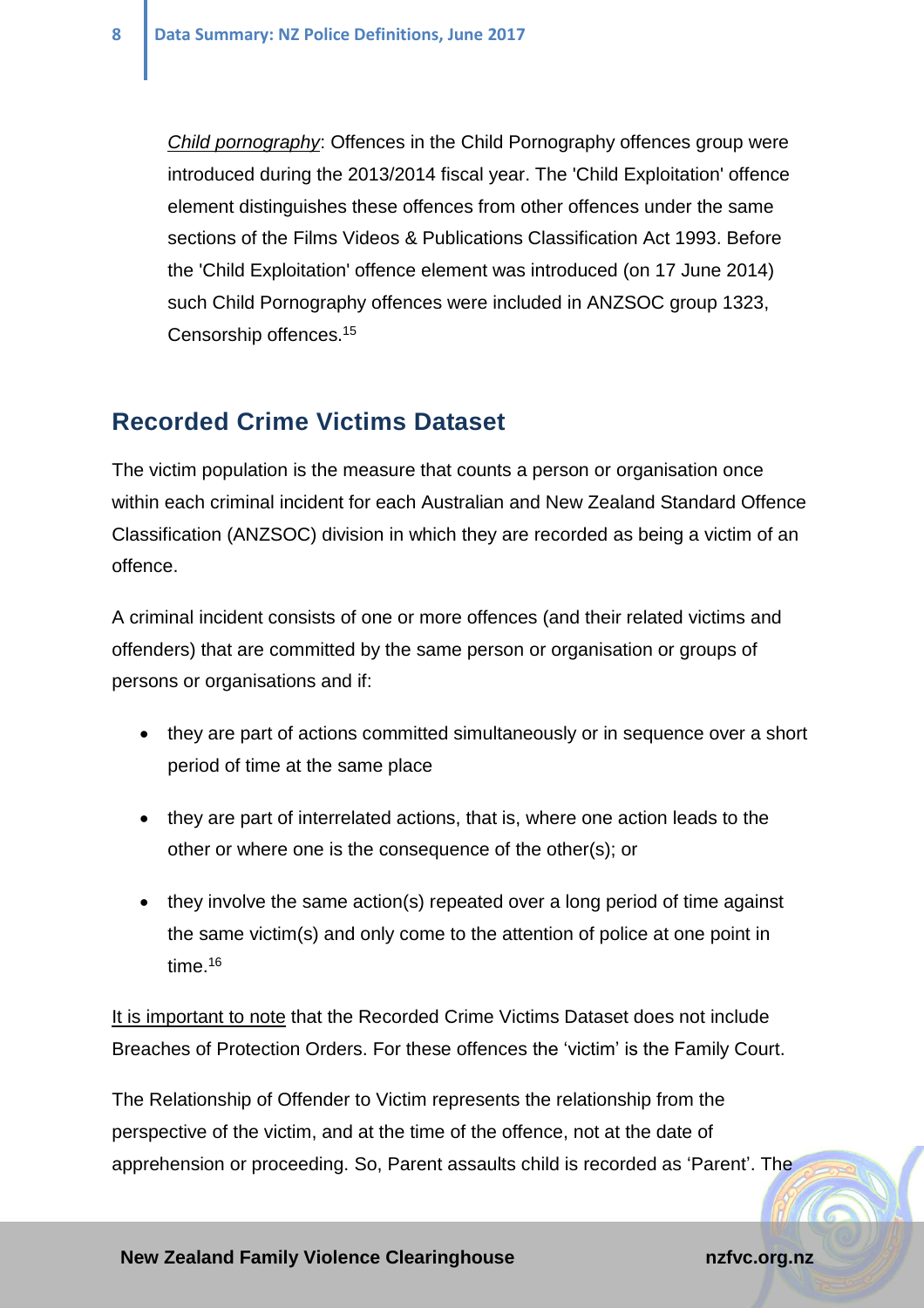<u>*Child pornography*</u>: Offences in the Child Pornography offences group were introduced during the 2013/2014 fiscal year. The 'Child Exploitation' offence element distinguishes these offences from other offences under the same sections of the Films Videos & Publications Classification Act 1993. Before the 'Child Exploitation' offence element was introduced (on 17 June 2014) such Child Pornography offences were included in ANZSOC group 1323, Censorship offences.[15]

## Recorded Crime Victims Dataset

The victim population is the measure that counts a person or organisation once within each criminal incident for each Australian and New Zealand Standard Offence Classification (ANZSOC) division in which they are recorded as being a victim of an offence.

A criminal incident consists of one or more offences (and their related victims and offenders) that are committed by the same person or organisation or groups of persons or organisations and if:

- they are part of actions committed simultaneously or in sequence over a short period of time at the same place
- they are part of interrelated actions, that is, where one action leads to the other or where one is the consequence of the other(s); or
- they involve the same action(s) repeated over a long period of time against the same victim(s) and only come to the attention of police at one point in time.[16]

<u>It is important to note</u> that the Recorded Crime Victims Dataset does not include Breaches of Protection Orders. For these offences the 'victim' is the Family Court.

The Relationship of Offender to Victim represents the relationship from the perspective of the victim, and at the time of the offence, not at the date of apprehension or proceeding. So, Parent assaults child is recorded as 'Parent'. The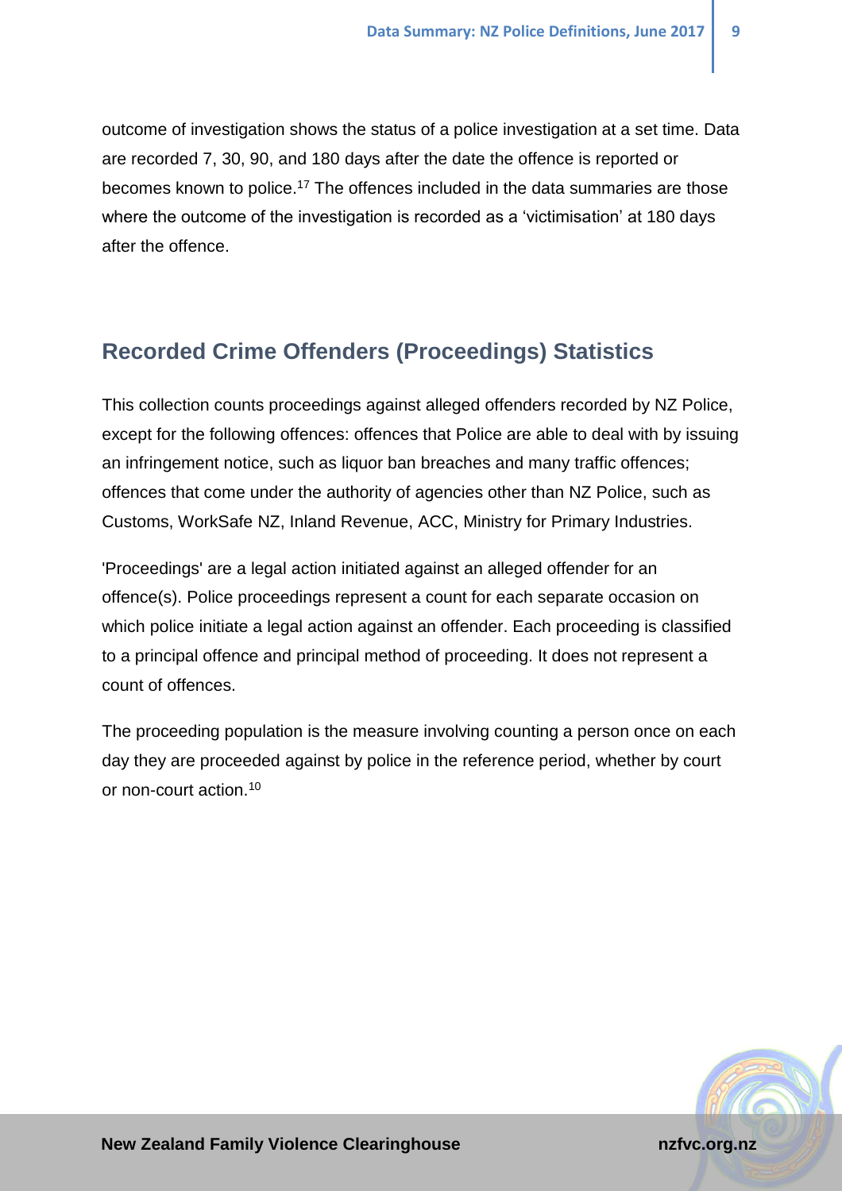outcome of investigation shows the status of a police investigation at a set time. Data are recorded 7, 30, 90, and 180 days after the date the offence is reported or becomes known to police.[17] The offences included in the data summaries are those where the outcome of the investigation is recorded as a 'victimisation' at 180 days after the offence.

## Recorded Crime Offenders (Proceedings) Statistics

This collection counts proceedings against alleged offenders recorded by NZ Police, except for the following offences: offences that Police are able to deal with by issuing an infringement notice, such as liquor ban breaches and many traffic offences; offences that come under the authority of agencies other than NZ Police, such as Customs, WorkSafe NZ, Inland Revenue, ACC, Ministry for Primary Industries.

'Proceedings' are a legal action initiated against an alleged offender for an offence(s). Police proceedings represent a count for each separate occasion on which police initiate a legal action against an offender. Each proceeding is classified to a principal offence and principal method of proceeding. It does not represent a count of offences.

The proceeding population is the measure involving counting a person once on each day they are proceeded against by police in the reference period, whether by court or non-court action.[10]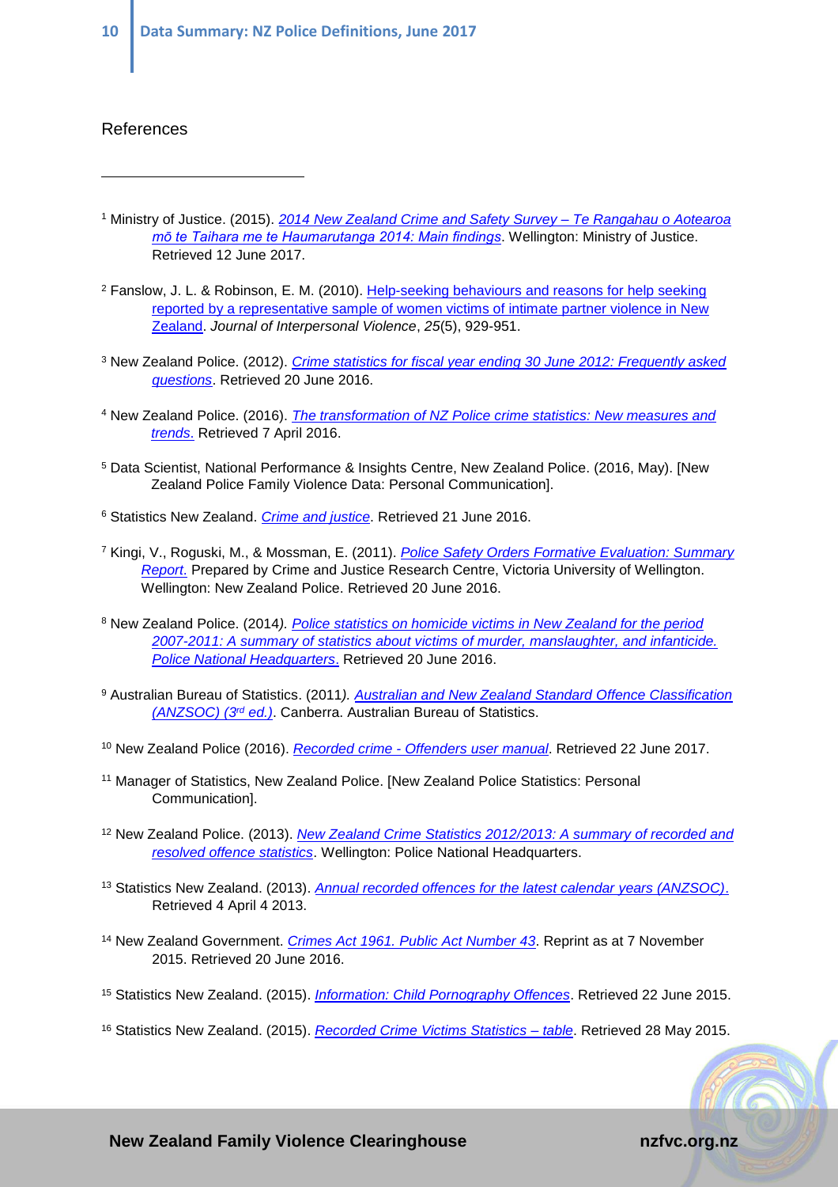## References

[1] Ministry of Justice. (2015). *2014 New Zealand Crime and Safety Survey – Te Rangahau o Aotearoa mō te Taihara me te Haumarutanga 2014: Main findings*. Wellington: Ministry of Justice. Retrieved 12 June 2017.

[2] Fanslow, J. L. & Robinson, E. M. (2010). Help-seeking behaviours and reasons for help seeking reported by a representative sample of women victims of intimate partner violence in New Zealand. *Journal of Interpersonal Violence*, *25*(5), 929-951.

[3] New Zealand Police. (2012). *Crime statistics for fiscal year ending 30 June 2012: Frequently asked questions*. Retrieved 20 June 2016.

[4] New Zealand Police. (2016). *The transformation of NZ Police crime statistics: New measures and trends.* Retrieved 7 April 2016.

[5] Data Scientist, National Performance & Insights Centre, New Zealand Police. (2016, May). [New Zealand Police Family Violence Data: Personal Communication].

[6] Statistics New Zealand. *Crime and justice*. Retrieved 21 June 2016.

[7] Kingi, V., Roguski, M., & Mossman, E. (2011). *Police Safety Orders Formative Evaluation: Summary Report*. Prepared by Crime and Justice Research Centre, Victoria University of Wellington. Wellington: New Zealand Police. Retrieved 20 June 2016.

[8] New Zealand Police. (2014*). Police statistics on homicide victims in New Zealand for the period 2007-2011: A summary of statistics about victims of murder, manslaughter, and infanticide. Police National Headquarters*. Retrieved 20 June 2016.

[9] Australian Bureau of Statistics. (2011*). Australian and New Zealand Standard Offence Classification (ANZSOC) (3rd ed.)*. Canberra. Australian Bureau of Statistics.

[10] New Zealand Police (2016). *Recorded crime - Offenders user manual*. Retrieved 22 June 2017.

[11] Manager of Statistics, New Zealand Police. [New Zealand Police Statistics: Personal Communication].

[12] New Zealand Police. (2013). *New Zealand Crime Statistics 2012/2013: A summary of recorded and resolved offence statistics*. Wellington: Police National Headquarters.

[13] Statistics New Zealand. (2013). *Annual recorded offences for the latest calendar years (ANZSOC)*. Retrieved 4 April 4 2013.

[14] New Zealand Government. *Crimes Act 1961. Public Act Number 43*. Reprint as at 7 November 2015. Retrieved 20 June 2016.

[15] Statistics New Zealand. (2015). *Information: Child Pornography Offences*. Retrieved 22 June 2015.

[16] Statistics New Zealand. (2015). *Recorded Crime Victims Statistics – table*. Retrieved 28 May 2015.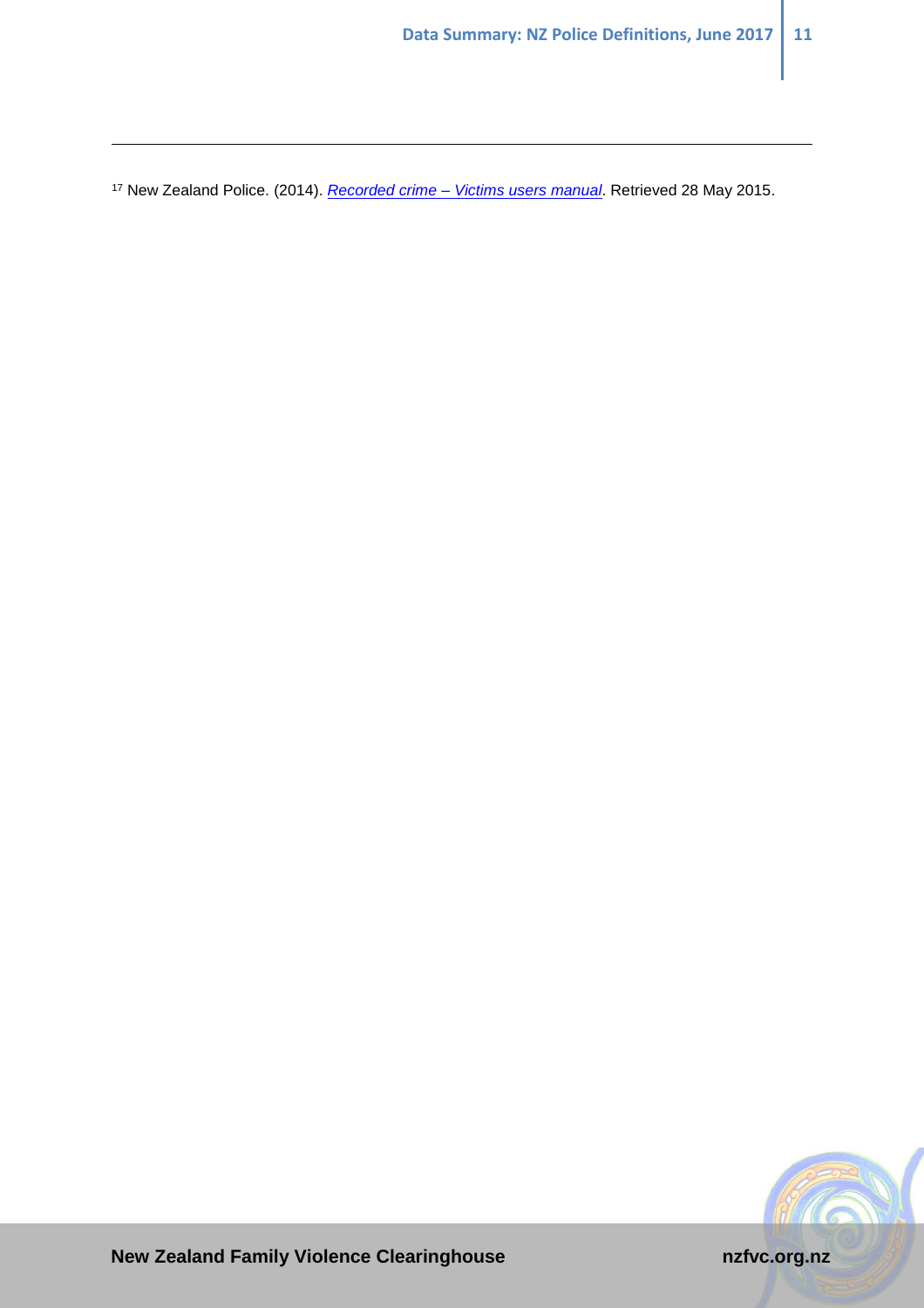[17] New Zealand Police. (2014). *Recorded crime – Victims users manual*. Retrieved 28 May 2015.